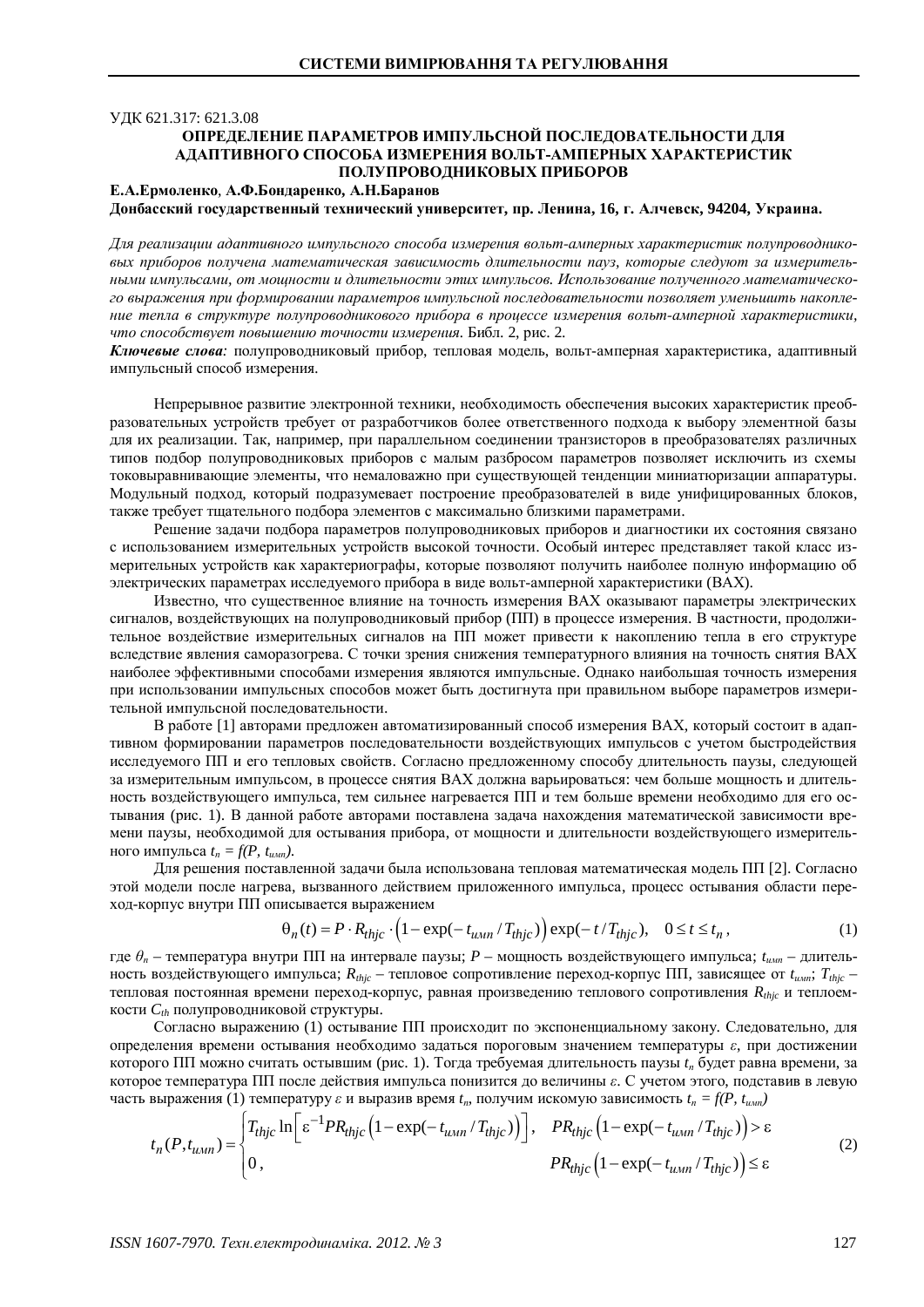УДК 621.317: 621.3.08

# ОПРЕДЕЛЕНИЕ ПАРАМЕТРОВ ИМПУЛЬСНОЙ ПОСЛЕДОВАТЕЛЬНОСТИ ДЛЯ АДАПТИВНОГО СПОСОБА ИЗМЕРЕНИЯ ВОЛЬТ-АМПЕРНЫХ ХАРАКТЕРИСТИК ПОЛУПРОВОДНИКОВЫХ ПРИБОРОВ

**Е.А.Ермоленко, А.Ф.Бондаренко, А.Н.Баранов**

**Донбасский государственный технический университет, пр. Ленина, 16, г. Алчевск, 94204, Украина.**

*Для реализации адаптивного импульсного способа измерения вольт-амперных характеристик полупроводниковых приборов получена математическая зависимость длительности пауз, которые следуют за измерительными импульсами, от мощности и длительности этих импульсов. Использование полученного математического выражения при формировании параметров импульсной последовательности позволяет уменьшить накопление тепла в структуре полупроводникового прибора в процессе измерения вольт-амперной характеристики, что способствует повышению точности измерения.* Библ. 2, рис. 2.

***Ключевые слова***: полупроводниковый прибор, тепловая модель, вольт-амперная характеристика, адаптивный импульсный способ измерения.

Непрерывное развитие электронной техники, необходимость обеспечения высоких характеристик преобразовательных устройств требует от разработчиков более ответственного подхода к выбору элементной базы для их реализации. Так, например, при параллельном соединении транзисторов в преобразователях различных типов подбор полупроводниковых приборов с малым разбросом параметров позволяет исключить из схемы токовыравнивающие элементы, что немаловажно при существующей тенденции миниатюризации аппаратуры. Модульный подход, который подразумевает построение преобразователей в виде унифицированных блоков, также требует тщательного подбора элементов с максимально близкими параметрами.

Решение задачи подбора параметров полупроводниковых приборов и диагностики их состояния связано с использованием измерительных устройств высокой точности. Особый интерес представляет такой класс измерительных устройств как характериографы, которые позволяют получить наиболее полную информацию об электрических параметрах исследуемого прибора в виде вольт-амперной характеристики (ВАХ).

Известно, что существенное влияние на точность измерения ВАХ оказывают параметры электрических сигналов, воздействующих на полупроводниковый прибор (ПП) в процессе измерения. В частности, продолжительное воздействие измерительных сигналов на ПП может привести к накоплению тепла в его структуре вследствие явления саморазогрева. С точки зрения снижения температурного влияния на точность снятия ВАХ наиболее эффективными способами измерения являются импульсные. Однако наибольшая точность измерения при использовании импульсных способов может быть достигнута при правильном выборе параметров измерительной импульсной последовательности.

В работе [1] авторами предложен автоматизированный способ измерения ВАХ, который состоит в адаптивном формировании параметров последовательности воздействующих импульсов с учетом быстродействия исследуемого ПП и его тепловых свойств. Согласно предложенному способу длительность паузы, следующей за измерительным импульсом, в процессе снятия ВАХ должна варьироваться: чем больше мощность и длительность воздействующего импульса, тем сильнее нагревается ПП и тем больше времени необходимо для его остывания (рис. 1). В данной работе авторами поставлена задача нахождения математической зависимости времени паузы, необходимой для остывания прибора, от мощности и длительности воздействующего измерительного импульса $t_n = f(P,\, t_{имп})$.

Для решения поставленной задачи была использована тепловая математическая модель ПП [2]. Согласно этой модели после нагрева, вызванного действием приложенного импульса, процесс остывания области переход-корпус внутри ПП описывается выражением

$$\theta_n(t) = P \cdot R_{thjc} \cdot \left(1 - \exp(-t_{имп}/T_{thjc})\right) \exp(-t/T_{thjc}), \quad 0 \le t \le t_n, \tag{1}$$

где $\theta_n$ – температура внутри ПП на интервале паузы; $P$ – мощность воздействующего импульса; $t_{имп}$ – длительность воздействующего импульса; $R_{thjc}$ – тепловое сопротивление переход-корпус ПП, зависящее от $t_{имп}$; $T_{thjc}$ – тепловая постоянная времени переход-корпус, равная произведению теплового сопротивления $R_{thjc}$ и теплоемкости $C_{th}$ полупроводниковой структуры.

Согласно выражению (1) остывание ПП происходит по экспоненциальному закону. Следовательно, для определения времени остывания необходимо задаться пороговым значением температуры $\varepsilon$, при достижении которого ПП можно считать остывшим (рис. 1). Тогда требуемая длительность паузы $t_n$ будет равна времени, за которое температура ПП после действия импульса понизится до величины $\varepsilon$. С учетом этого, подставив в левую часть выражения (1) температуру $\varepsilon$ и выразив время $t_n$, получим искомую зависимость $t_n = f(P,\, t_{имп})$

$$t_n(P, t_{имп}) = \begin{cases} T_{thjc} \ln\left[\varepsilon^{-1} P R_{thjc}\left(1 - \exp(-t_{имп}/T_{thjc})\right)\right], & P R_{thjc}\left(1 - \exp(-t_{имп}/T_{thjc})\right) > \varepsilon \\ 0, & P R_{thjc}\left(1 - \exp(-t_{имп}/T_{thjc})\right) \le \varepsilon \end{cases} \tag{2}$$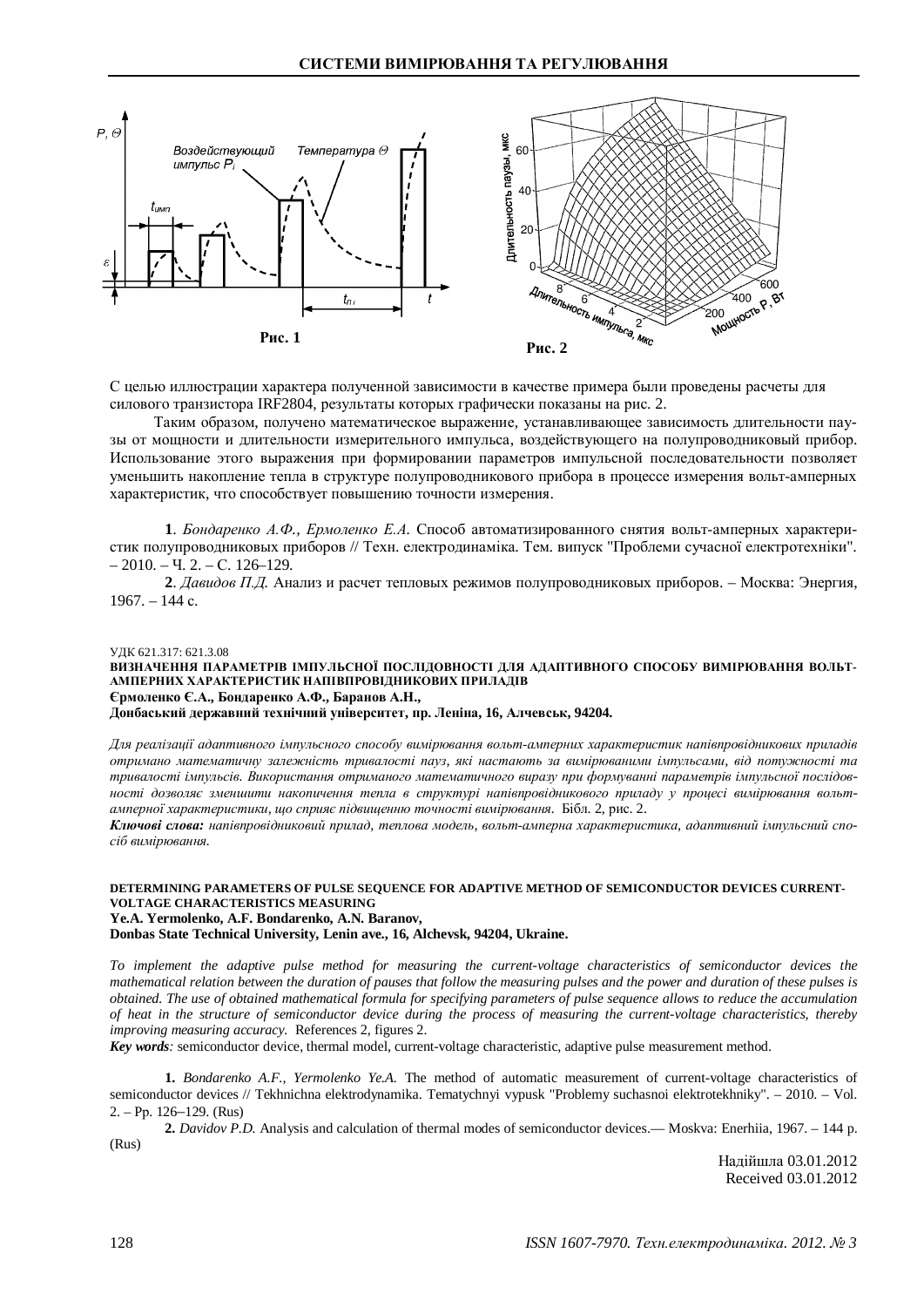P, Θ

Воздействующий импульс $P_i$

Температура Θ

$t_{имп}$

ε

$t_{п\,i}$

t

**Рис. 1**

Длительность паузы, мкс

60

40

20

0

8

6

4

2

Длительность импульса, мкс

600

400

200

Мощность P, Вт

**Рис. 2**

С целью иллюстрации характера полученной зависимости в качестве примера были проведены расчеты для силового транзистора IRF2804, результаты которых графически показаны на рис. 2.

Таким образом, получено математическое выражение, устанавливающее зависимость длительности паузы от мощности и длительности измерительного импульса, воздействующего на полупроводниковый прибор. Использование этого выражения при формировании параметров импульсной последовательности позволяет уменьшить накопление тепла в структуре полупроводникового прибора в процессе измерения вольт-амперных характеристик, что способствует повышению точности измерения.

**1**. *Бондаренко А.Ф., Ермоленко Е.А.* Способ автоматизированного снятия вольт-амперных характеристик полупроводниковых приборов // Техн. електродинаміка. Тем. випуск "Проблеми сучасної електротехніки". – 2010. – Ч. 2. – С. 126–129.

**2**. *Давидов П.Д.* Анализ и расчет тепловых режимов полупроводниковых приборов. – Москва: Энергия, 1967. – 144 с.

УДК 621.317: 621.3.08

**ВИЗНАЧЕННЯ ПАРАМЕТРІВ ІМПУЛЬСНОЇ ПОСЛІДОВНОСТІ ДЛЯ АДАПТИВНОГО СПОСОБУ ВИМІРЮВАННЯ ВОЛЬТ-АМПЕРНИХ ХАРАКТЕРИСТИК НАПІВПРОВІДНИКОВИХ ПРИЛАДІВ**

**Єрмоленко Є.А., Бондаренко А.Ф., Баранов А.Н.,**

**Донбаський державний технічний університет, пр. Леніна, 16, Алчевськ, 94204.**

*Для реалізації адаптивного імпульсного способу вимірювання вольт-амперних характеристик напівпровідникових приладів отримано математичну залежність тривалості пауз, які настають за вимірюваними імпульсами, від потужності та тривалості імпульсів. Використання отриманого математичного виразу при формуванні параметрів імпульсної послідовності дозволяє зменшити накопичення тепла в структурі напівпровідникового приладу у процесі вимірювання вольт-амперної характеристики, що сприяє підвищенню точності вимірювання.* Бібл. 2, рис. 2.

***Ключові слова:*** *напівпровідниковий прилад, теплова модель, вольт-амперна характеристика, адаптивний імпульсний спосіб вимірювання.*

**DETERMINING PARAMETERS OF PULSE SEQUENCE FOR ADAPTIVE METHOD OF SEMICONDUCTOR DEVICES CURRENT-VOLTAGE CHARACTERISTICS MEASURING**

**Ye.A. Yermolenko, A.F. Bondarenko, A.N. Baranov,**

**Donbas State Technical University, Lenin ave., 16, Alchevsk, 94204, Ukraine.**

*To implement the adaptive pulse method for measuring the current-voltage characteristics of semiconductor devices the mathematical relation between the duration of pauses that follow the measuring pulses and the power and duration of these pulses is obtained. The use of obtained mathematical formula for specifying parameters of pulse sequence allows to reduce the accumulation of heat in the structure of semiconductor device during the process of measuring the current-voltage characteristics, thereby improving measuring accuracy.* References 2, figures 2.

***Key words**:* semiconductor device, thermal model, current-voltage characteristic, adaptive pulse measurement method.

**1.** *Bondarenko A.F., Yermolenko Ye.A.* The method of automatic measurement of current-voltage characteristics of semiconductor devices // Tekhnichna elektrodynamika. Tematychnyi vypusk "Problemy suchasnoi elektrotekhniky". – 2010. – Vol. 2. – Pp. 126–129. (Rus)

**2.** *Davidov P.D.* Analysis and calculation of thermal modes of semiconductor devices.— Moskva: Enerhiia, 1967. – 144 p. (Rus)

Надійшла 03.01.2012

Received 03.01.2012